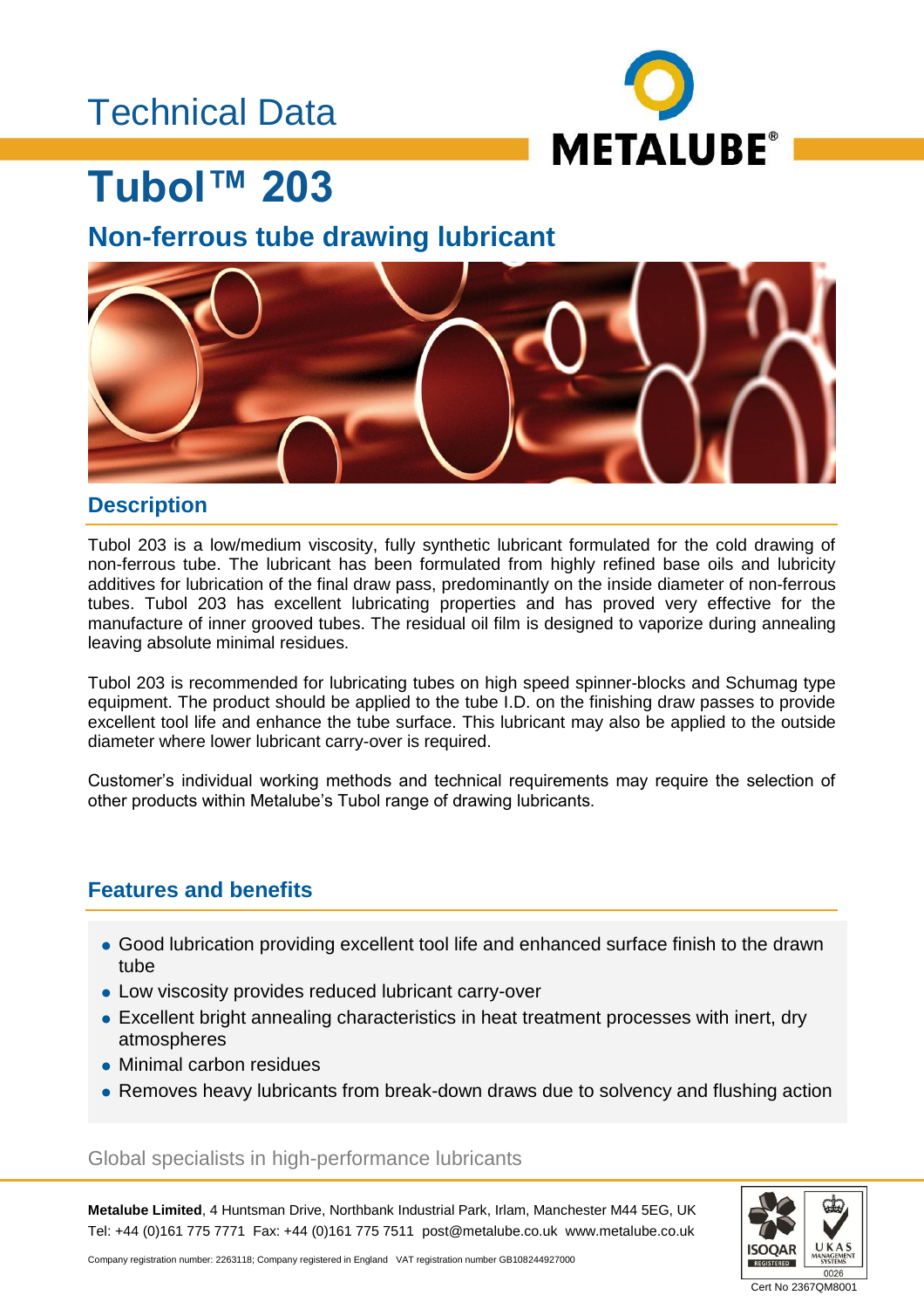Technical Data

METALUBE®

# Tubol™ 203

## Non-ferrous tube drawing lubricant

### Description

Tubol 203 is a low/medium viscosity, fully synthetic lubricant formulated for the cold drawing of non-ferrous tube. The lubricant has been formulated from highly refined base oils and lubricity additives for lubrication of the final draw pass, predominantly on the inside diameter of non-ferrous tubes. Tubol 203 has excellent lubricating properties and has proved very effective for the manufacture of inner grooved tubes. The residual oil film is designed to vaporize during annealing leaving absolute minimal residues.

Tubol 203 is recommended for lubricating tubes on high speed spinner-blocks and Schumag type equipment. The product should be applied to the tube I.D. on the finishing draw passes to provide excellent tool life and enhance the tube surface. This lubricant may also be applied to the outside diameter where lower lubricant carry-over is required.

Customer's individual working methods and technical requirements may require the selection of other products within Metalube's Tubol range of drawing lubricants.

### Features and benefits

- Good lubrication providing excellent tool life and enhanced surface finish to the drawn tube
- Low viscosity provides reduced lubricant carry-over
- Excellent bright annealing characteristics in heat treatment processes with inert, dry atmospheres
- Minimal carbon residues
- Removes heavy lubricants from break-down draws due to solvency and flushing action

Global specialists in high-performance lubricants

**Metalube Limited**, 4 Huntsman Drive, Northbank Industrial Park, Irlam, Manchester M44 5EG, UK
Tel: +44 (0)161 775 7771 Fax: +44 (0)161 775 7511 post@metalube.co.uk www.metalube.co.uk

Company registration number: 2263118; Company registered in England VAT registration number GB108244927000

ISOQAR REGISTERED UKAS MANAGEMENT SYSTEMS 0026

Cert No 2367QM8001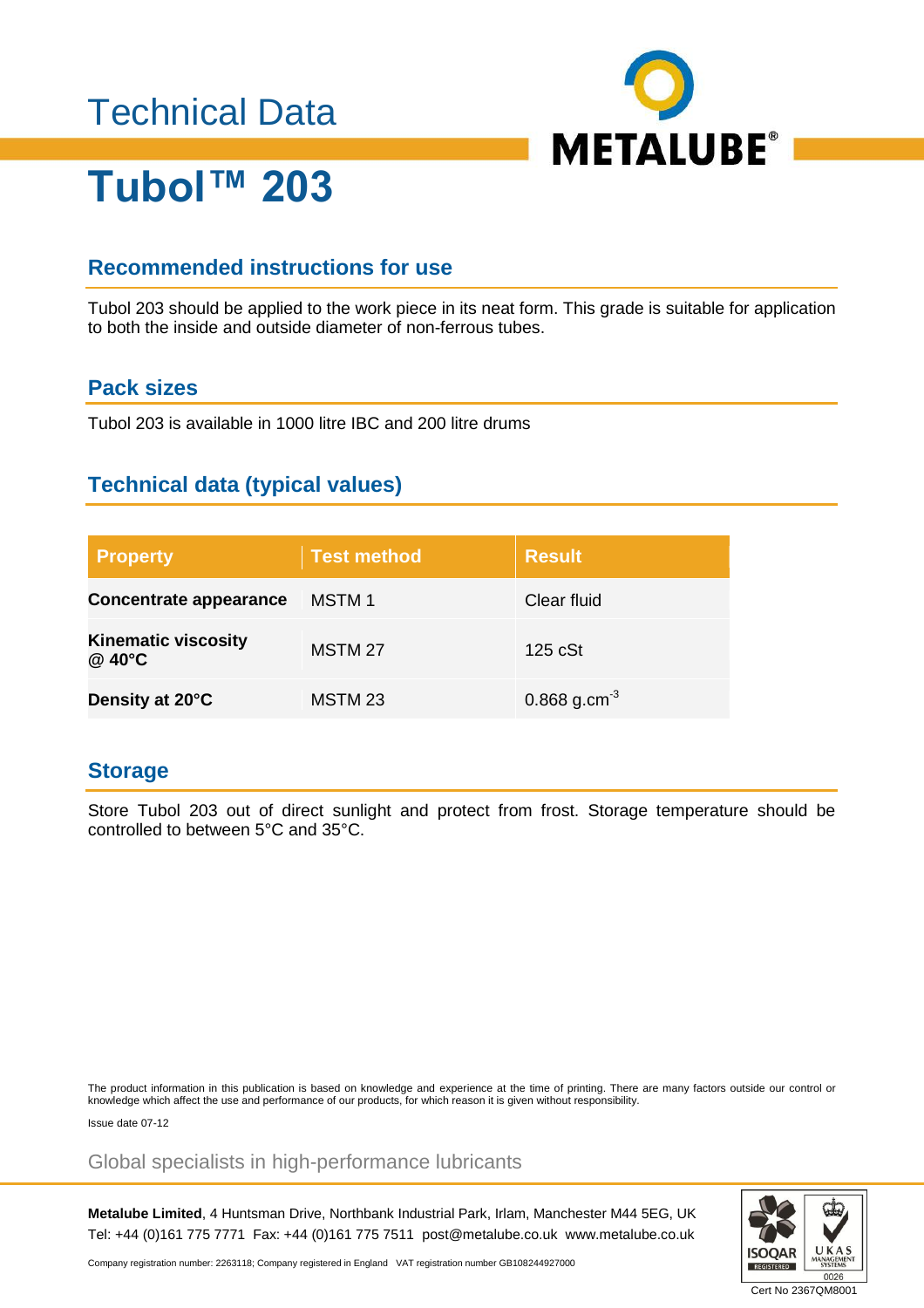# Technical Data

# Tubol™ 203

## Recommended instructions for use

Tubol 203 should be applied to the work piece in its neat form. This grade is suitable for application to both the inside and outside diameter of non-ferrous tubes.

## Pack sizes

Tubol 203 is available in 1000 litre IBC and 200 litre drums

## Technical data (typical values)

| Property | Test method | Result |
|---|---|---|
| **Concentrate appearance** | MSTM 1 | Clear fluid |
| **Kinematic viscosity @ 40°C** | MSTM 27 | 125 cSt |
| **Density at 20°C** | MSTM 23 | 0.868 $g.cm^{-3}$ |

## Storage

Store Tubol 203 out of direct sunlight and protect from frost. Storage temperature should be controlled to between 5°C and 35°C.

The product information in this publication is based on knowledge and experience at the time of printing. There are many factors outside our control or knowledge which affect the use and performance of our products, for which reason it is given without responsibility.

Issue date 07-12

Global specialists in high-performance lubricants

**Metalube Limited**, 4 Huntsman Drive, Northbank Industrial Park, Irlam, Manchester M44 5EG, UK
Tel: +44 (0)161 775 7771 Fax: +44 (0)161 775 7511 post@metalube.co.uk www.metalube.co.uk

Company registration number: 2263118; Company registered in England VAT registration number GB108244927000

Cert No 2367QM8001